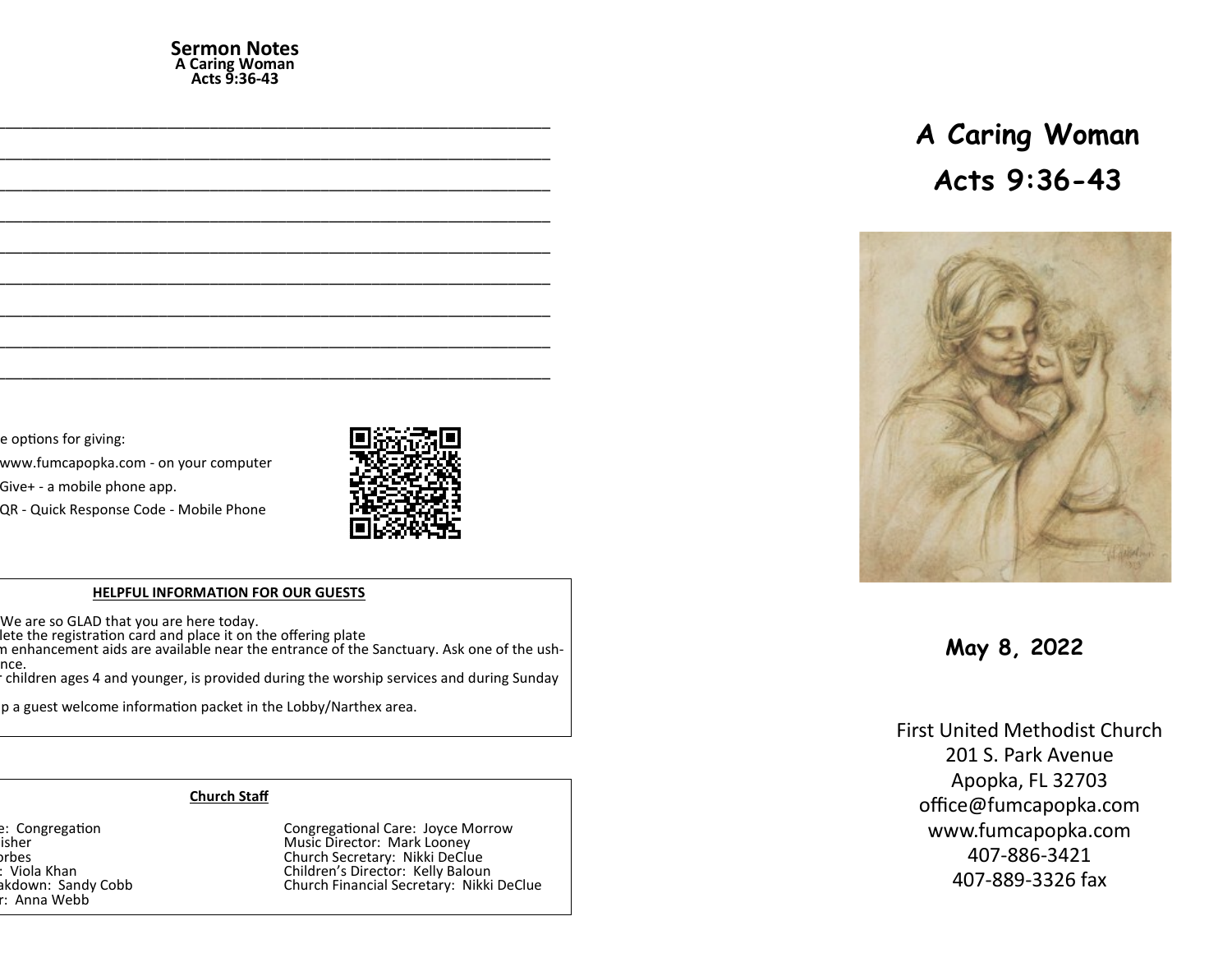## Sermon Notes

**A Caring Woman**
**Acts 9:36-43**

\_\_\_\_\_\_\_\_\_\_\_\_\_\_\_\_\_\_\_\_\_\_\_\_\_\_\_\_\_\_\_\_\_\_\_\_\_\_\_\_\_\_\_\_\_\_\_\_\_\_\_\_\_\_\_\_\_\_\_\_

\_\_\_\_\_\_\_\_\_\_\_\_\_\_\_\_\_\_\_\_\_\_\_\_\_\_\_\_\_\_\_\_\_\_\_\_\_\_\_\_\_\_\_\_\_\_\_\_\_\_\_\_\_\_\_\_\_\_\_\_

\_\_\_\_\_\_\_\_\_\_\_\_\_\_\_\_\_\_\_\_\_\_\_\_\_\_\_\_\_\_\_\_\_\_\_\_\_\_\_\_\_\_\_\_\_\_\_\_\_\_\_\_\_\_\_\_\_\_\_\_

\_\_\_\_\_\_\_\_\_\_\_\_\_\_\_\_\_\_\_\_\_\_\_\_\_\_\_\_\_\_\_\_\_\_\_\_\_\_\_\_\_\_\_\_\_\_\_\_\_\_\_\_\_\_\_\_\_\_\_\_

\_\_\_\_\_\_\_\_\_\_\_\_\_\_\_\_\_\_\_\_\_\_\_\_\_\_\_\_\_\_\_\_\_\_\_\_\_\_\_\_\_\_\_\_\_\_\_\_\_\_\_\_\_\_\_\_\_\_\_\_

\_\_\_\_\_\_\_\_\_\_\_\_\_\_\_\_\_\_\_\_\_\_\_\_\_\_\_\_\_\_\_\_\_\_\_\_\_\_\_\_\_\_\_\_\_\_\_\_\_\_\_\_\_\_\_\_\_\_\_\_

\_\_\_\_\_\_\_\_\_\_\_\_\_\_\_\_\_\_\_\_\_\_\_\_\_\_\_\_\_\_\_\_\_\_\_\_\_\_\_\_\_\_\_\_\_\_\_\_\_\_\_\_\_\_\_\_\_\_\_\_

\_\_\_\_\_\_\_\_\_\_\_\_\_\_\_\_\_\_\_\_\_\_\_\_\_\_\_\_\_\_\_\_\_\_\_\_\_\_\_\_\_\_\_\_\_\_\_\_\_\_\_\_\_\_\_\_\_\_\_\_

\_\_\_\_\_\_\_\_\_\_\_\_\_\_\_\_\_\_\_\_\_\_\_\_\_\_\_\_\_\_\_\_\_\_\_\_\_\_\_\_\_\_\_\_\_\_\_\_\_\_\_\_\_\_\_\_\_\_\_\_

e options for giving:

www.fumcapopka.com - on your computer

Give+ - a mobile phone app.

QR - Quick Response Code - Mobile Phone

**HELPFUL INFORMATION FOR OUR GUESTS**

We are so GLAD that you are here today.
lete the registration card and place it on the offering plate
m enhancement aids are available near the entrance of the Sanctuary. Ask one of the ush-
nce.
r children ages 4 and younger, is provided during the worship services and during Sunday

p a guest welcome information packet in the Lobby/Narthex area.

**Church Staff**

e: Congregation
isher
orbes
: Viola Khan
akdown: Sandy Cobb
r: Anna Webb

Congregational Care: Joyce Morrow
Music Director: Mark Looney
Church Secretary: Nikki DeClue
Children's Director: Kelly Baloun
Church Financial Secretary: Nikki DeClue

# A Caring Woman

# Acts 9:36-43

**May 8, 2022**

First United Methodist Church
201 S. Park Avenue
Apopka, FL 32703
office@fumcapopka.com
www.fumcapopka.com
407-886-3421
407-889-3326 fax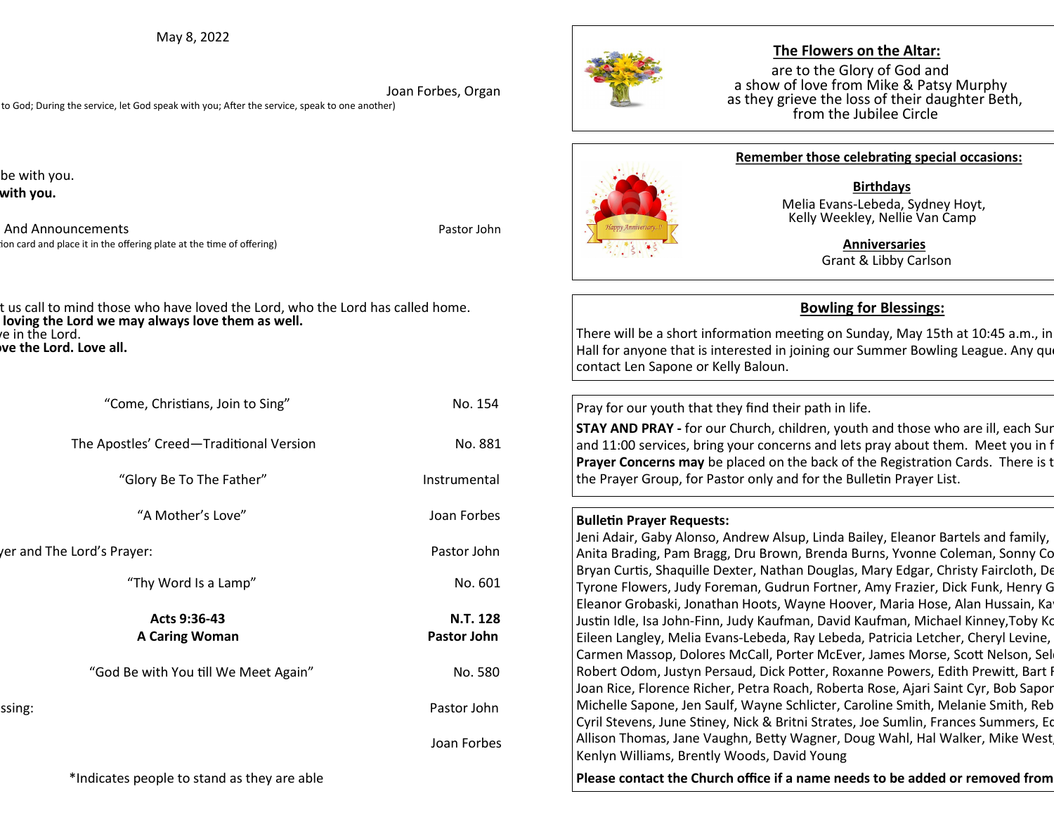May 8, 2022

Joan Forbes, Organ

to God; During the service, let God speak with you; After the service, speak to one another)

be with you.
**with you.**

And Announcements — Pastor John

ion card and place it in the offering plate at the time of offering)

t us call to mind those who have loved the Lord, who the Lord has called home.
**loving the Lord we may always love them as well.**
ve in the Lord.
**ve the Lord. Love all.**

| | | |
|---|---|---|
| | "Come, Christians, Join to Sing" | No. 154 |
| | The Apostles' Creed—Traditional Version | No. 881 |
| | "Glory Be To The Father" | Instrumental |
| | "A Mother's Love" | Joan Forbes |
| yer and The Lord's Prayer: | | Pastor John |
| | "Thy Word Is a Lamp" | No. 601 |
| | **Acts 9:36-43** | **N.T. 128** |
| | **A Caring Woman** | **Pastor John** |
| | "God Be with You till We Meet Again" | No. 580 |
| ssing: | | Pastor John |
| | | Joan Forbes |

*Indicates people to stand as they are able

## The Flowers on the Altar:

are to the Glory of God and
a show of love from Mike & Patsy Murphy
as they grieve the loss of their daughter Beth,
from the Jubilee Circle

## Remember those celebrating special occasions:

**Birthdays**

Melia Evans-Lebeda, Sydney Hoyt,
Kelly Weekley, Nellie Van Camp

**Anniversaries**

Grant & Libby Carlson

## Bowling for Blessings:

There will be a short information meeting on Sunday, May 15th at 10:45 a.m., in
Hall for anyone that is interested in joining our Summer Bowling League. Any qu
contact Len Sapone or Kelly Baloun.

Pray for our youth that they find their path in life.

**STAY AND PRAY -** for our Church, children, youth and those who are ill, each Sur
and 11:00 services, bring your concerns and lets pray about them. Meet you in f
**Prayer Concerns may** be placed on the back of the Registration Cards. There is t
the Prayer Group, for Pastor only and for the Bulletin Prayer List.

**Bulletin Prayer Requests:**

Jeni Adair, Gaby Alonso, Andrew Alsup, Linda Bailey, Eleanor Bartels and family,
Anita Brading, Pam Bragg, Dru Brown, Brenda Burns, Yvonne Coleman, Sonny Co
Bryan Curtis, Shaquille Dexter, Nathan Douglas, Mary Edgar, Christy Faircloth, De
Tyrone Flowers, Judy Foreman, Gudrun Fortner, Amy Frazier, Dick Funk, Henry G
Eleanor Grobaski, Jonathan Hoots, Wayne Hoover, Maria Hose, Alan Hussain, Ka
Justin Idle, Isa John-Finn, Judy Kaufman, David Kaufman, Michael Kinney,Toby Ko
Eileen Langley, Melia Evans-Lebeda, Ray Lebeda, Patricia Letcher, Cheryl Levine,
Carmen Massop, Dolores McCall, Porter McEver, James Morse, Scott Nelson, Sel
Robert Odom, Justyn Persaud, Dick Potter, Roxanne Powers, Edith Prewitt, Bart F
Joan Rice, Florence Richer, Petra Roach, Roberta Rose, Ajari Saint Cyr, Bob Sapor
Michelle Sapone, Jen Saulf, Wayne Schlicter, Caroline Smith, Melanie Smith, Reb
Cyril Stevens, June Stiney, Nick & Britni Strates, Joe Sumlin, Frances Summers, Ed
Allison Thomas, Jane Vaughn, Betty Wagner, Doug Wahl, Hal Walker, Mike West,
Kenlyn Williams, Brently Woods, David Young

**Please contact the Church office if a name needs to be added or removed from**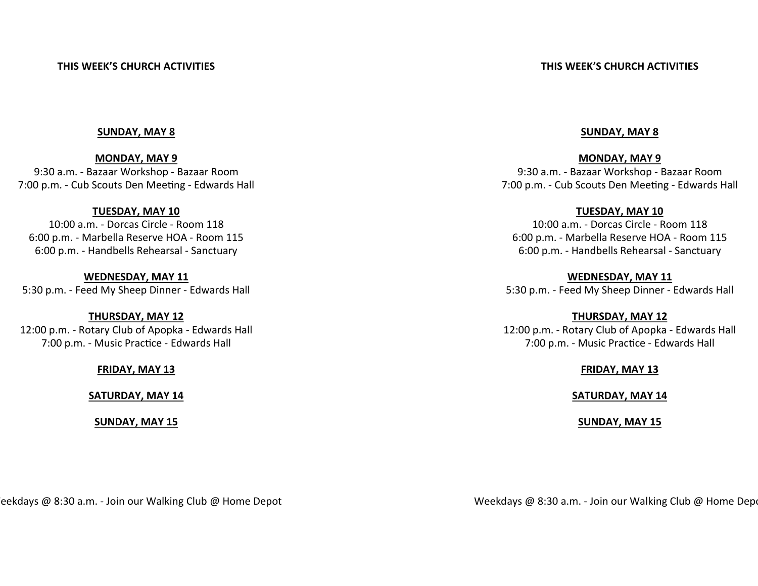**THIS WEEK'S CHURCH ACTIVITIES**

**SUNDAY, MAY 8**

**MONDAY, MAY 9**

9:30 a.m. - Bazaar Workshop - Bazaar Room

7:00 p.m. - Cub Scouts Den Meeting - Edwards Hall

**TUESDAY, MAY 10**

10:00 a.m. - Dorcas Circle - Room 118

6:00 p.m. - Marbella Reserve HOA - Room 115

6:00 p.m. - Handbells Rehearsal - Sanctuary

**WEDNESDAY, MAY 11**

5:30 p.m. - Feed My Sheep Dinner - Edwards Hall

**THURSDAY, MAY 12**

12:00 p.m. - Rotary Club of Apopka - Edwards Hall

7:00 p.m. - Music Practice - Edwards Hall

**FRIDAY, MAY 13**

**SATURDAY, MAY 14**

**SUNDAY, MAY 15**

eekdays @ 8:30 a.m. - Join our Walking Club @ Home Depot

**THIS WEEK'S CHURCH ACTIVITIES**

**SUNDAY, MAY 8**

**MONDAY, MAY 9**

9:30 a.m. - Bazaar Workshop - Bazaar Room

7:00 p.m. - Cub Scouts Den Meeting - Edwards Hall

**TUESDAY, MAY 10**

10:00 a.m. - Dorcas Circle - Room 118

6:00 p.m. - Marbella Reserve HOA - Room 115

6:00 p.m. - Handbells Rehearsal - Sanctuary

**WEDNESDAY, MAY 11**

5:30 p.m. - Feed My Sheep Dinner - Edwards Hall

**THURSDAY, MAY 12**

12:00 p.m. - Rotary Club of Apopka - Edwards Hall

7:00 p.m. - Music Practice - Edwards Hall

**FRIDAY, MAY 13**

**SATURDAY, MAY 14**

**SUNDAY, MAY 15**

Weekdays @ 8:30 a.m. - Join our Walking Club @ Home Depo